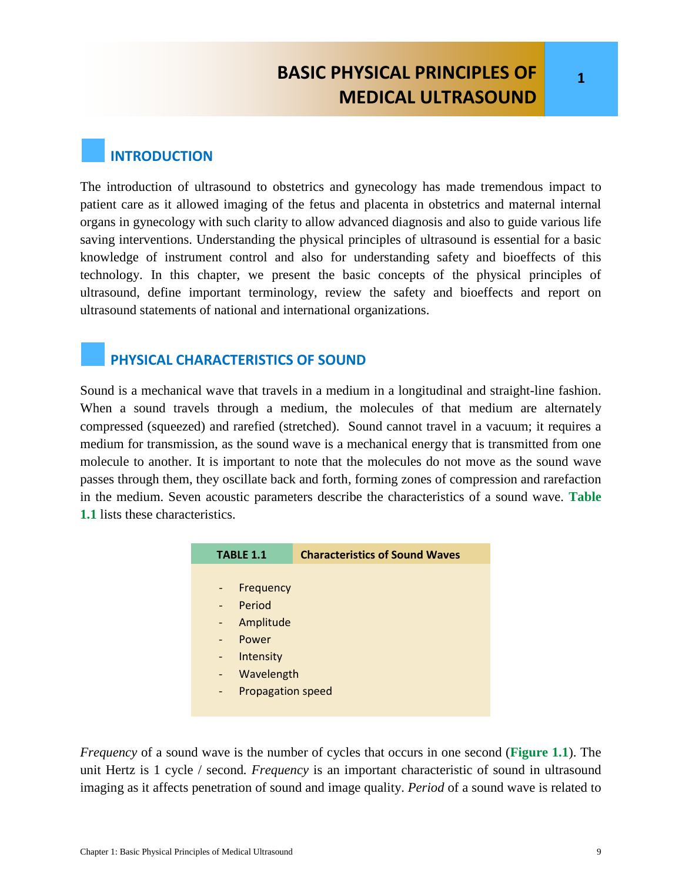# BASIC PHYSICAL PRINCIPLES OF MEDICAL ULTRASOUND

## INTRODUCTION

The introduction of ultrasound to obstetrics and gynecology has made tremendous impact to patient care as it allowed imaging of the fetus and placenta in obstetrics and maternal internal organs in gynecology with such clarity to allow advanced diagnosis and also to guide various life saving interventions. Understanding the physical principles of ultrasound is essential for a basic knowledge of instrument control and also for understanding safety and bioeffects of this technology. In this chapter, we present the basic concepts of the physical principles of ultrasound, define important terminology, review the safety and bioeffects and report on ultrasound statements of national and international organizations.

## PHYSICAL CHARACTERISTICS OF SOUND

Sound is a mechanical wave that travels in a medium in a longitudinal and straight-line fashion. When a sound travels through a medium, the molecules of that medium are alternately compressed (squeezed) and rarefied (stretched). Sound cannot travel in a vacuum; it requires a medium for transmission, as the sound wave is a mechanical energy that is transmitted from one molecule to another. It is important to note that the molecules do not move as the sound wave passes through them, they oscillate back and forth, forming zones of compression and rarefaction in the medium. Seven acoustic parameters describe the characteristics of a sound wave. **Table 1.1** lists these characteristics.

| TABLE 1.1 | Characteristics of Sound Waves |
|---|---|
| - Frequency<br>- Period<br>- Amplitude<br>- Power<br>- Intensity<br>- Wavelength<br>- Propagation speed | |

*Frequency* of a sound wave is the number of cycles that occurs in one second (**Figure 1.1**). The unit Hertz is 1 cycle / second. *Frequency* is an important characteristic of sound in ultrasound imaging as it affects penetration of sound and image quality. *Period* of a sound wave is related to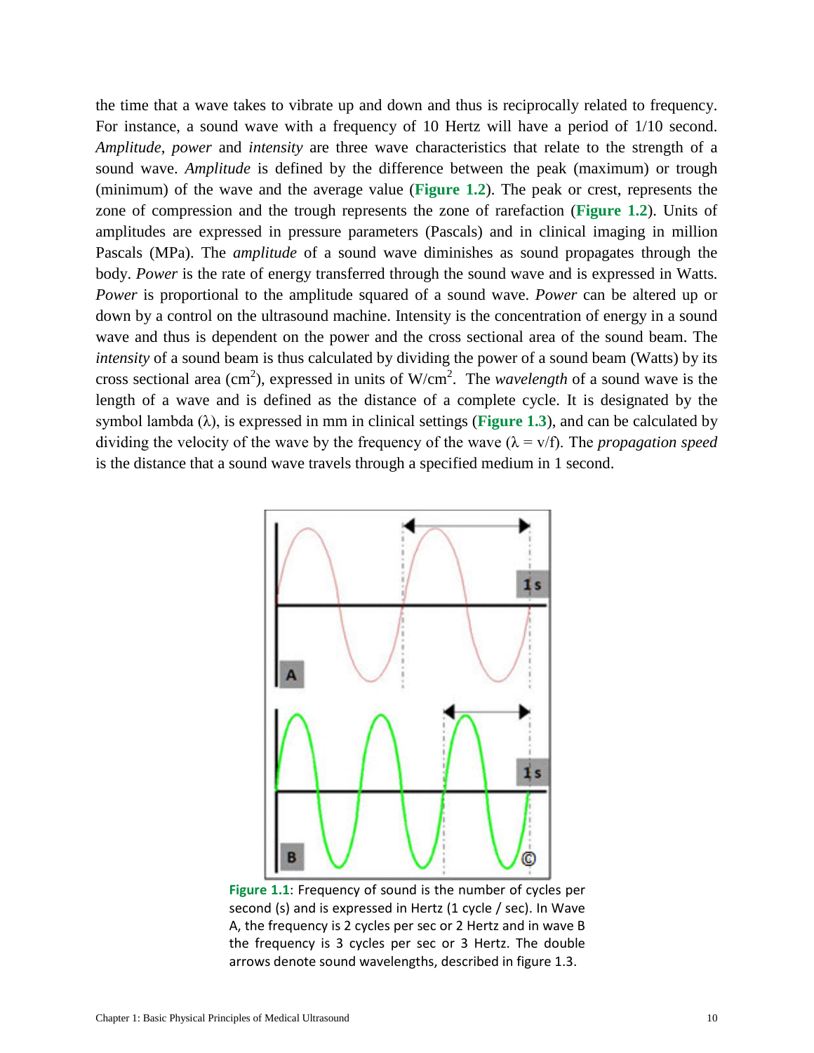the time that a wave takes to vibrate up and down and thus is reciprocally related to frequency. For instance, a sound wave with a frequency of 10 Hertz will have a period of 1/10 second. *Amplitude*, *power* and *intensity* are three wave characteristics that relate to the strength of a sound wave. *Amplitude* is defined by the difference between the peak (maximum) or trough (minimum) of the wave and the average value (**Figure 1.2**). The peak or crest, represents the zone of compression and the trough represents the zone of rarefaction (**Figure 1.2**). Units of amplitudes are expressed in pressure parameters (Pascals) and in clinical imaging in million Pascals (MPa). The *amplitude* of a sound wave diminishes as sound propagates through the body. *Power* is the rate of energy transferred through the sound wave and is expressed in Watts. *Power* is proportional to the amplitude squared of a sound wave. *Power* can be altered up or down by a control on the ultrasound machine. Intensity is the concentration of energy in a sound wave and thus is dependent on the power and the cross sectional area of the sound beam. The *intensity* of a sound beam is thus calculated by dividing the power of a sound beam (Watts) by its cross sectional area ($cm^2$), expressed in units of $W/cm^2$. The *wavelength* of a sound wave is the length of a wave and is defined as the distance of a complete cycle. It is designated by the symbol lambda ($\lambda$), is expressed in mm in clinical settings (**Figure 1.3**), and can be calculated by dividing the velocity of the wave by the frequency of the wave ($\lambda = v/f$). The *propagation speed* is the distance that a sound wave travels through a specified medium in 1 second.

**Figure 1.1**: Frequency of sound is the number of cycles per second (s) and is expressed in Hertz (1 cycle / sec). In Wave A, the frequency is 2 cycles per sec or 2 Hertz and in wave B the frequency is 3 cycles per sec or 3 Hertz. The double arrows denote sound wavelengths, described in figure 1.3.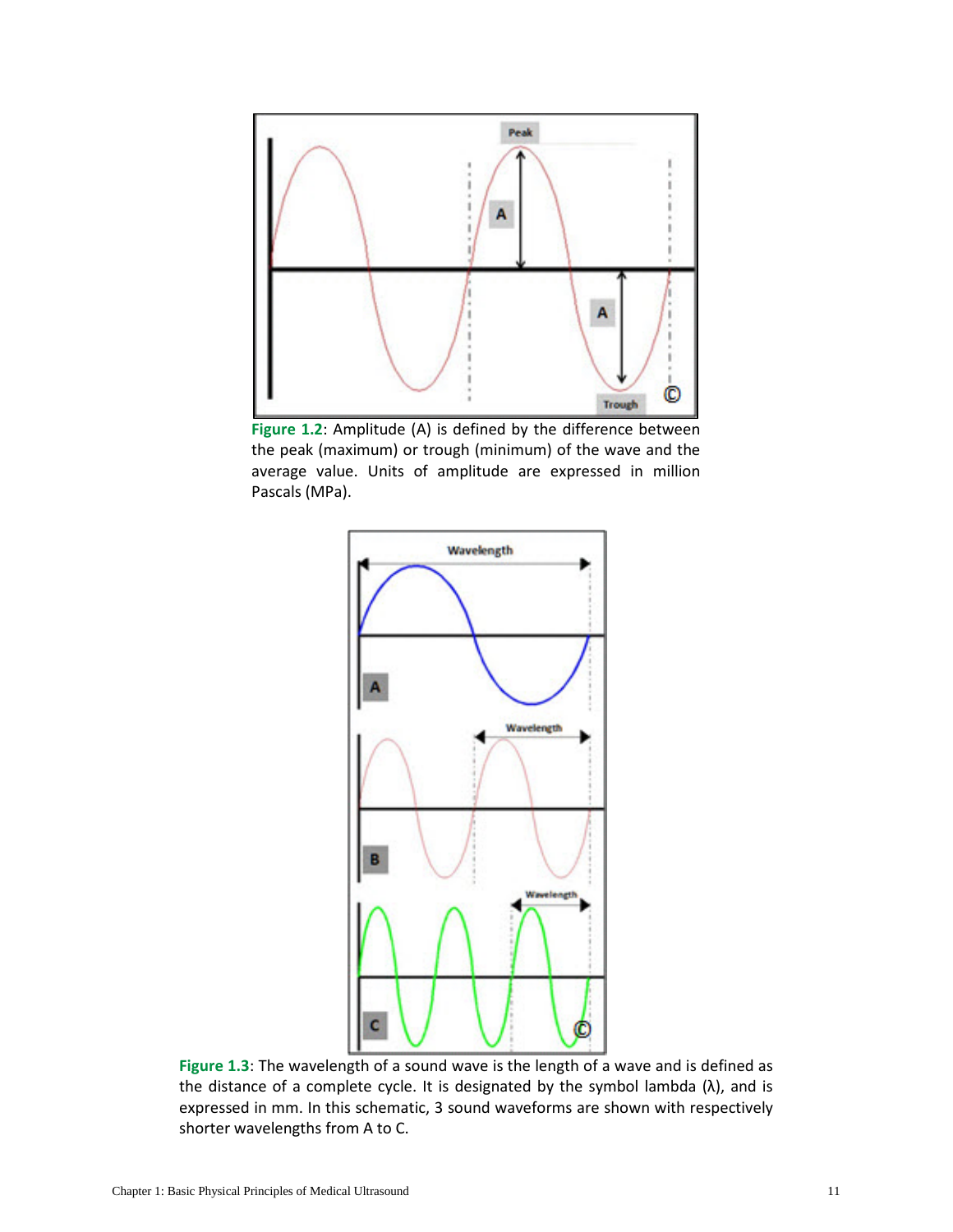**Figure 1.2**: Amplitude (A) is defined by the difference between the peak (maximum) or trough (minimum) of the wave and the average value. Units of amplitude are expressed in million Pascals (MPa).

**Figure 1.3**: The wavelength of a sound wave is the length of a wave and is defined as the distance of a complete cycle. It is designated by the symbol lambda ($\lambda$), and is expressed in mm. In this schematic, 3 sound waveforms are shown with respectively shorter wavelengths from A to C.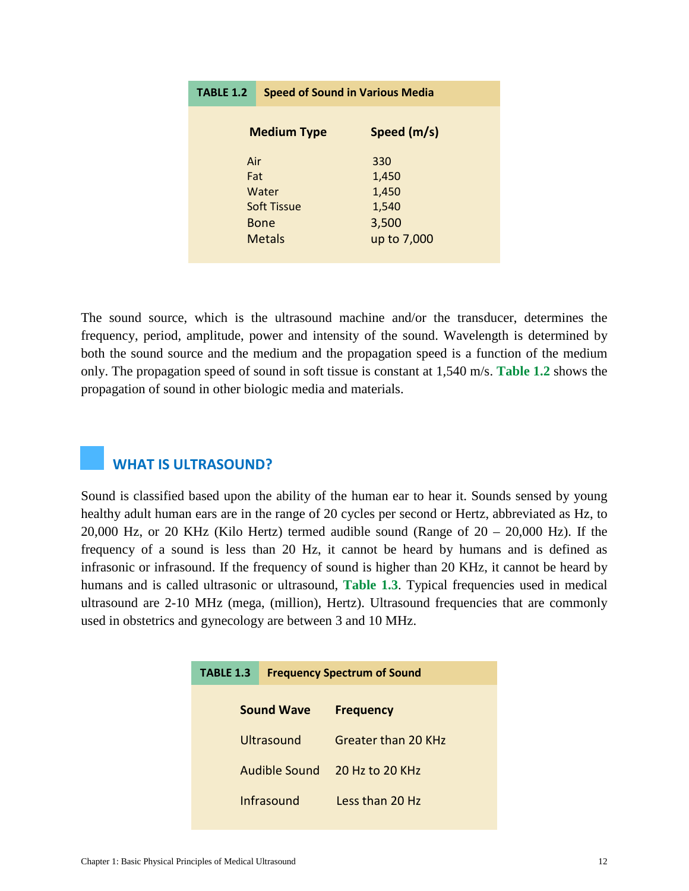**TABLE 1.2 Speed of Sound in Various Media**

| Medium Type | Speed (m/s) |
|---|---|
| Air | 330 |
| Fat | 1,450 |
| Water | 1,450 |
| Soft Tissue | 1,540 |
| Bone | 3,500 |
| Metals | up to 7,000 |

The sound source, which is the ultrasound machine and/or the transducer, determines the frequency, period, amplitude, power and intensity of the sound. Wavelength is determined by both the sound source and the medium and the propagation speed is a function of the medium only. The propagation speed of sound in soft tissue is constant at 1,540 m/s. **Table 1.2** shows the propagation of sound in other biologic media and materials.

## WHAT IS ULTRASOUND?

Sound is classified based upon the ability of the human ear to hear it. Sounds sensed by young healthy adult human ears are in the range of 20 cycles per second or Hertz, abbreviated as Hz, to 20,000 Hz, or 20 KHz (Kilo Hertz) termed audible sound (Range of 20 – 20,000 Hz). If the frequency of a sound is less than 20 Hz, it cannot be heard by humans and is defined as infrasonic or infrasound. If the frequency of sound is higher than 20 KHz, it cannot be heard by humans and is called ultrasonic or ultrasound, **Table 1.3**. Typical frequencies used in medical ultrasound are 2-10 MHz (mega, (million), Hertz). Ultrasound frequencies that are commonly used in obstetrics and gynecology are between 3 and 10 MHz.

**TABLE 1.3 Frequency Spectrum of Sound**

| Sound Wave | Frequency |
|---|---|
| Ultrasound | Greater than 20 KHz |
| Audible Sound | 20 Hz to 20 KHz |
| Infrasound | Less than 20 Hz |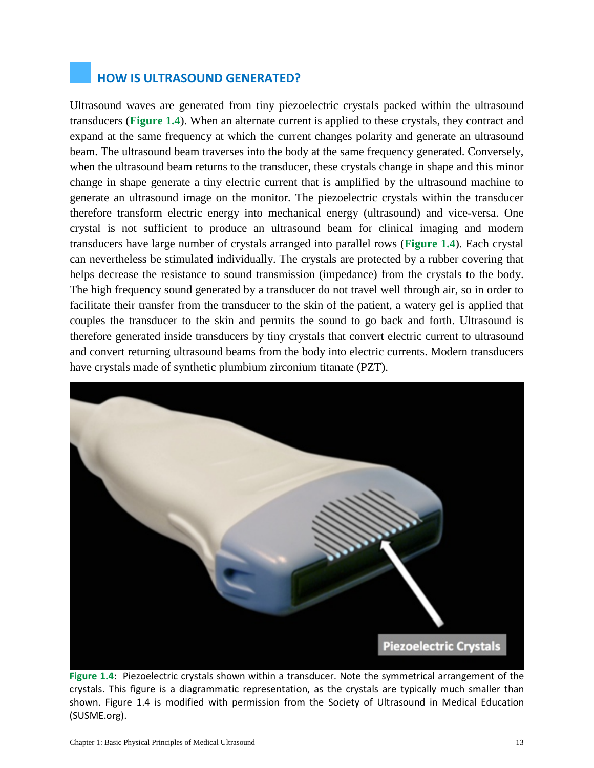## HOW IS ULTRASOUND GENERATED?

Ultrasound waves are generated from tiny piezoelectric crystals packed within the ultrasound transducers (**Figure 1.4**). When an alternate current is applied to these crystals, they contract and expand at the same frequency at which the current changes polarity and generate an ultrasound beam. The ultrasound beam traverses into the body at the same frequency generated. Conversely, when the ultrasound beam returns to the transducer, these crystals change in shape and this minor change in shape generate a tiny electric current that is amplified by the ultrasound machine to generate an ultrasound image on the monitor. The piezoelectric crystals within the transducer therefore transform electric energy into mechanical energy (ultrasound) and vice-versa. One crystal is not sufficient to produce an ultrasound beam for clinical imaging and modern transducers have large number of crystals arranged into parallel rows (**Figure 1.4**). Each crystal can nevertheless be stimulated individually. The crystals are protected by a rubber covering that helps decrease the resistance to sound transmission (impedance) from the crystals to the body. The high frequency sound generated by a transducer do not travel well through air, so in order to facilitate their transfer from the transducer to the skin of the patient, a watery gel is applied that couples the transducer to the skin and permits the sound to go back and forth. Ultrasound is therefore generated inside transducers by tiny crystals that convert electric current to ultrasound and convert returning ultrasound beams from the body into electric currents. Modern transducers have crystals made of synthetic plumbium zirconium titanate (PZT).

Piezoelectric Crystals

**Figure 1.4**: Piezoelectric crystals shown within a transducer. Note the symmetrical arrangement of the crystals. This figure is a diagrammatic representation, as the crystals are typically much smaller than shown. Figure 1.4 is modified with permission from the Society of Ultrasound in Medical Education (SUSME.org).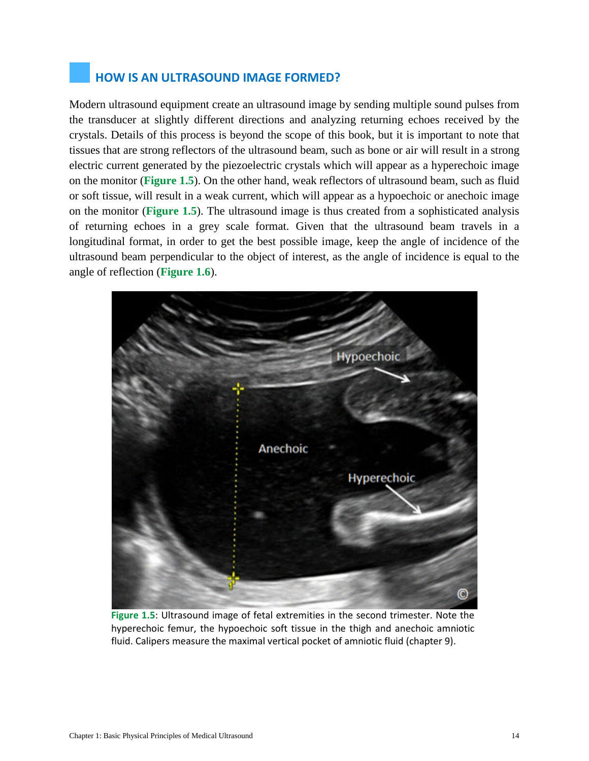## HOW IS AN ULTRASOUND IMAGE FORMED?

Modern ultrasound equipment create an ultrasound image by sending multiple sound pulses from the transducer at slightly different directions and analyzing returning echoes received by the crystals. Details of this process is beyond the scope of this book, but it is important to note that tissues that are strong reflectors of the ultrasound beam, such as bone or air will result in a strong electric current generated by the piezoelectric crystals which will appear as a hyperechoic image on the monitor (**Figure 1.5**). On the other hand, weak reflectors of ultrasound beam, such as fluid or soft tissue, will result in a weak current, which will appear as a hypoechoic or anechoic image on the monitor (**Figure 1.5**). The ultrasound image is thus created from a sophisticated analysis of returning echoes in a grey scale format. Given that the ultrasound beam travels in a longitudinal format, in order to get the best possible image, keep the angle of incidence of the ultrasound beam perpendicular to the object of interest, as the angle of incidence is equal to the angle of reflection (**Figure 1.6**).

**Figure 1.5**: Ultrasound image of fetal extremities in the second trimester. Note the hyperechoic femur, the hypoechoic soft tissue in the thigh and anechoic amniotic fluid. Calipers measure the maximal vertical pocket of amniotic fluid (chapter 9).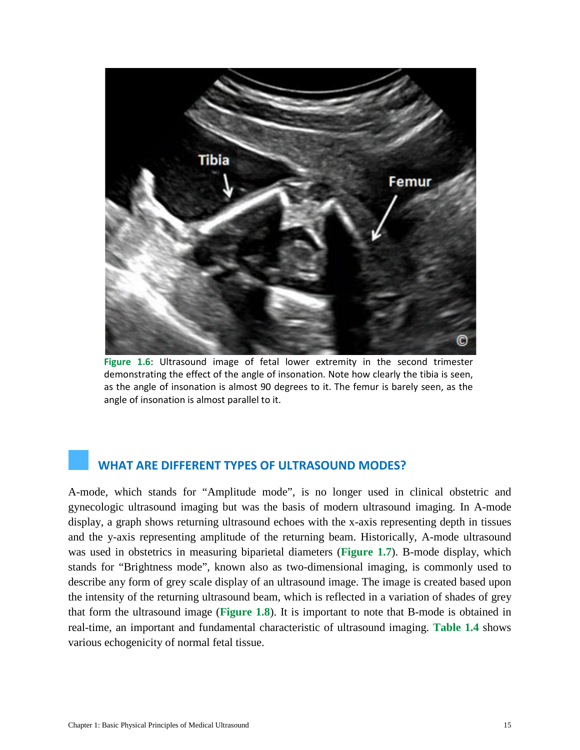**Figure 1.6**: Ultrasound image of fetal lower extremity in the second trimester demonstrating the effect of the angle of insonation. Note how clearly the tibia is seen, as the angle of insonation is almost 90 degrees to it. The femur is barely seen, as the angle of insonation is almost parallel to it.

## WHAT ARE DIFFERENT TYPES OF ULTRASOUND MODES?

A-mode, which stands for "Amplitude mode", is no longer used in clinical obstetric and gynecologic ultrasound imaging but was the basis of modern ultrasound imaging. In A-mode display, a graph shows returning ultrasound echoes with the x-axis representing depth in tissues and the y-axis representing amplitude of the returning beam. Historically, A-mode ultrasound was used in obstetrics in measuring biparietal diameters (**Figure 1.7**). B-mode display, which stands for "Brightness mode", known also as two-dimensional imaging, is commonly used to describe any form of grey scale display of an ultrasound image. The image is created based upon the intensity of the returning ultrasound beam, which is reflected in a variation of shades of grey that form the ultrasound image (**Figure 1.8**). It is important to note that B-mode is obtained in real-time, an important and fundamental characteristic of ultrasound imaging. **Table 1.4** shows various echogenicity of normal fetal tissue.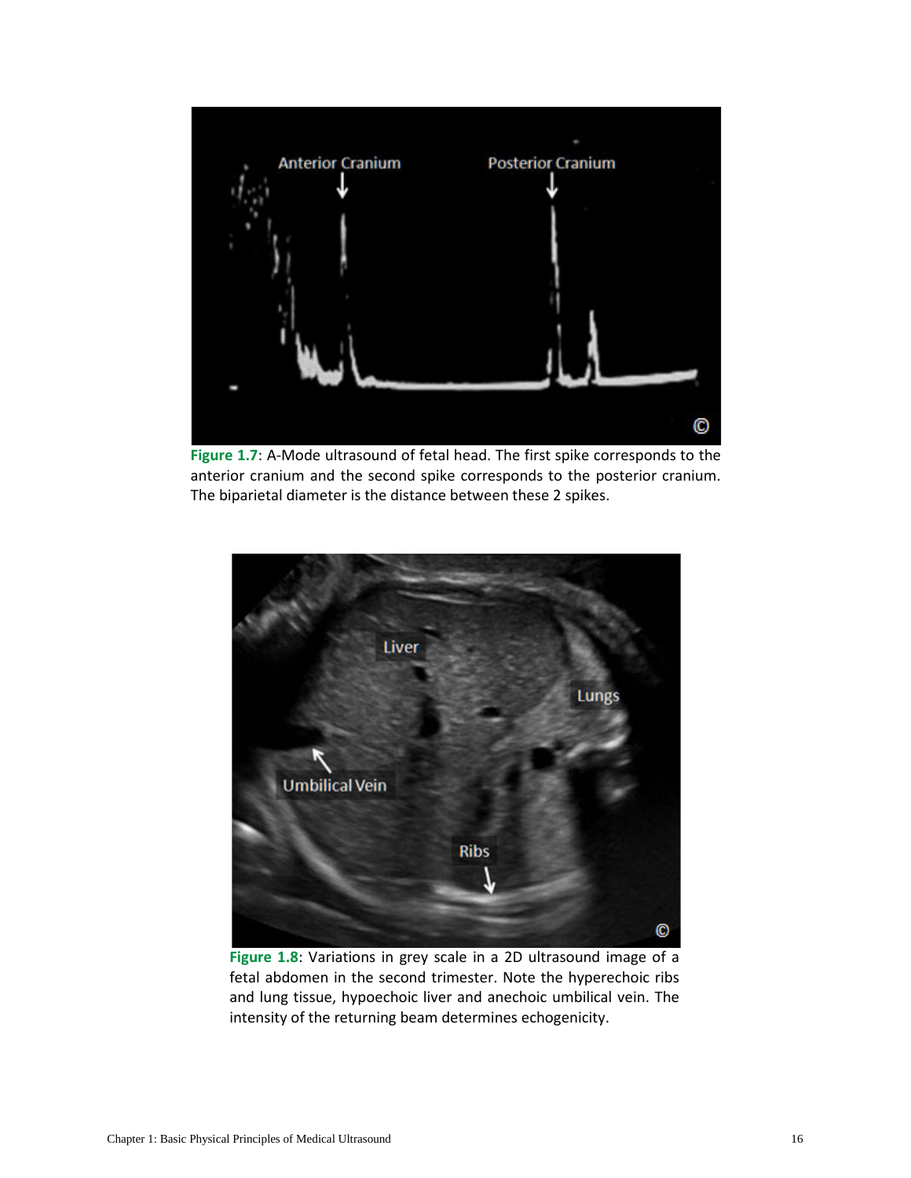**Figure 1.7**: A-Mode ultrasound of fetal head. The first spike corresponds to the anterior cranium and the second spike corresponds to the posterior cranium. The biparietal diameter is the distance between these 2 spikes.

**Figure 1.8**: Variations in grey scale in a 2D ultrasound image of a fetal abdomen in the second trimester. Note the hyperechoic ribs and lung tissue, hypoechoic liver and anechoic umbilical vein. The intensity of the returning beam determines echogenicity.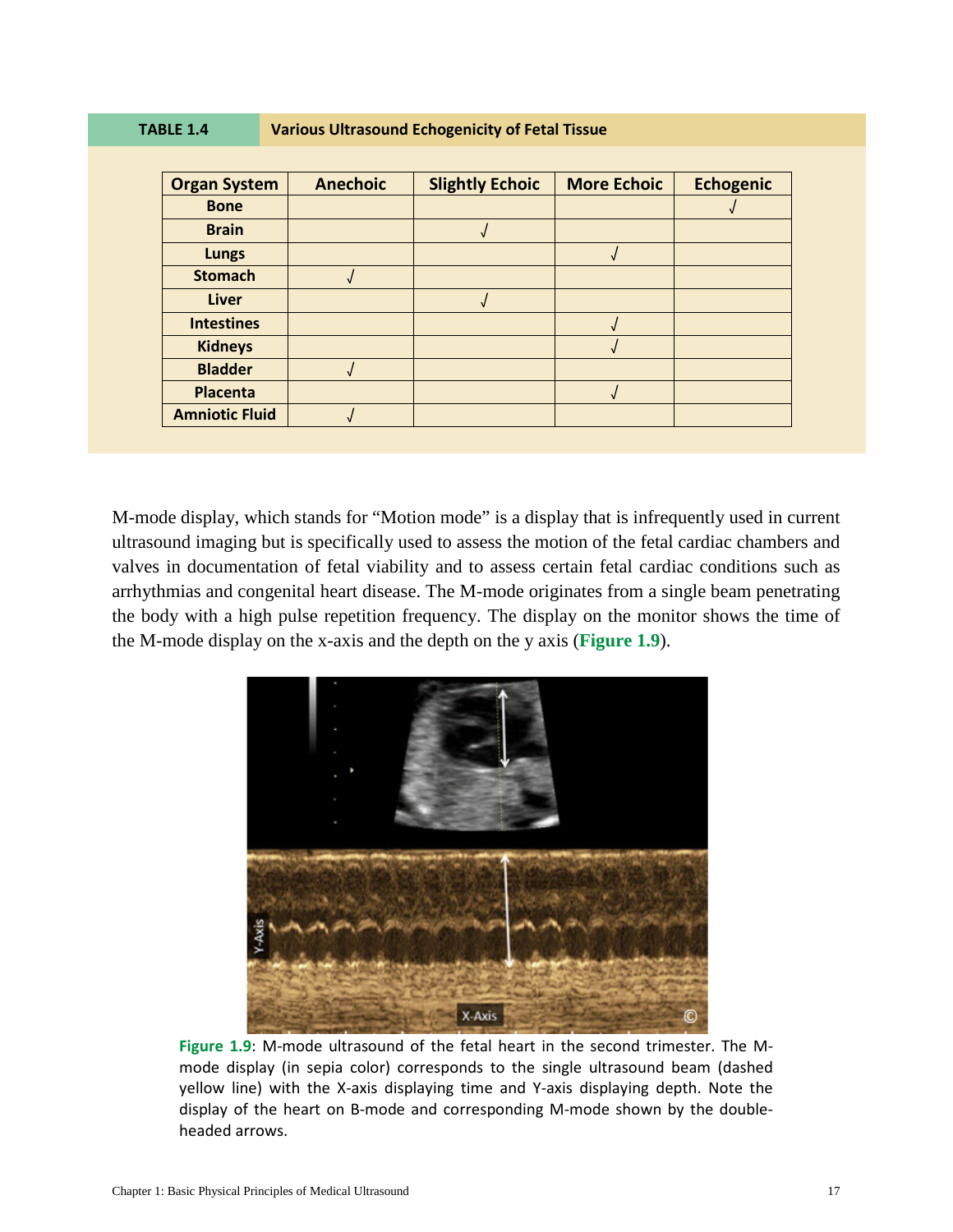**TABLE 1.4** **Various Ultrasound Echogenicity of Fetal Tissue**

| Organ System | Anechoic | Slightly Echoic | More Echoic | Echogenic |
|---|---|---|---|---|
| Bone | | | | √ |
| Brain | | √ | | |
| Lungs | | | √ | |
| Stomach | √ | | | |
| Liver | | √ | | |
| Intestines | | | √ | |
| Kidneys | | | √ | |
| Bladder | √ | | | |
| Placenta | | | √ | |
| Amniotic Fluid | √ | | | |

M-mode display, which stands for "Motion mode" is a display that is infrequently used in current ultrasound imaging but is specifically used to assess the motion of the fetal cardiac chambers and valves in documentation of fetal viability and to assess certain fetal cardiac conditions such as arrhythmias and congenital heart disease. The M-mode originates from a single beam penetrating the body with a high pulse repetition frequency. The display on the monitor shows the time of the M-mode display on the x-axis and the depth on the y axis (**Figure 1.9**).

**Figure 1.9**: M-mode ultrasound of the fetal heart in the second trimester. The M-mode display (in sepia color) corresponds to the single ultrasound beam (dashed yellow line) with the X-axis displaying time and Y-axis displaying depth. Note the display of the heart on B-mode and corresponding M-mode shown by the double-headed arrows.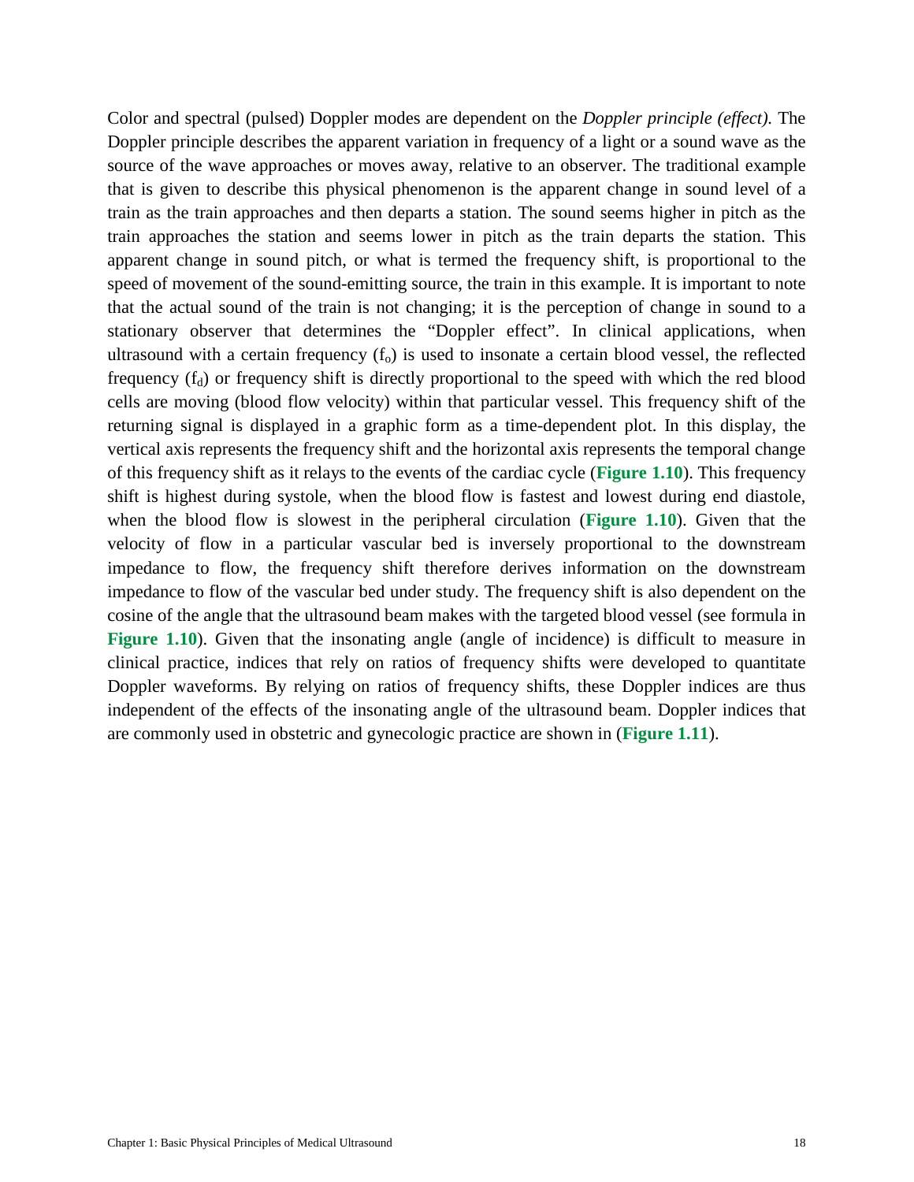Color and spectral (pulsed) Doppler modes are dependent on the *Doppler principle (effect).* The Doppler principle describes the apparent variation in frequency of a light or a sound wave as the source of the wave approaches or moves away, relative to an observer. The traditional example that is given to describe this physical phenomenon is the apparent change in sound level of a train as the train approaches and then departs a station. The sound seems higher in pitch as the train approaches the station and seems lower in pitch as the train departs the station. This apparent change in sound pitch, or what is termed the frequency shift, is proportional to the speed of movement of the sound-emitting source, the train in this example. It is important to note that the actual sound of the train is not changing; it is the perception of change in sound to a stationary observer that determines the "Doppler effect". In clinical applications, when ultrasound with a certain frequency ($f_o$) is used to insonate a certain blood vessel, the reflected frequency ($f_d$) or frequency shift is directly proportional to the speed with which the red blood cells are moving (blood flow velocity) within that particular vessel. This frequency shift of the returning signal is displayed in a graphic form as a time-dependent plot. In this display, the vertical axis represents the frequency shift and the horizontal axis represents the temporal change of this frequency shift as it relays to the events of the cardiac cycle (**Figure 1.10**). This frequency shift is highest during systole, when the blood flow is fastest and lowest during end diastole, when the blood flow is slowest in the peripheral circulation (**Figure 1.10**). Given that the velocity of flow in a particular vascular bed is inversely proportional to the downstream impedance to flow, the frequency shift therefore derives information on the downstream impedance to flow of the vascular bed under study. The frequency shift is also dependent on the cosine of the angle that the ultrasound beam makes with the targeted blood vessel (see formula in **Figure 1.10**). Given that the insonating angle (angle of incidence) is difficult to measure in clinical practice, indices that rely on ratios of frequency shifts were developed to quantitate Doppler waveforms. By relying on ratios of frequency shifts, these Doppler indices are thus independent of the effects of the insonating angle of the ultrasound beam. Doppler indices that are commonly used in obstetric and gynecologic practice are shown in (**Figure 1.11**).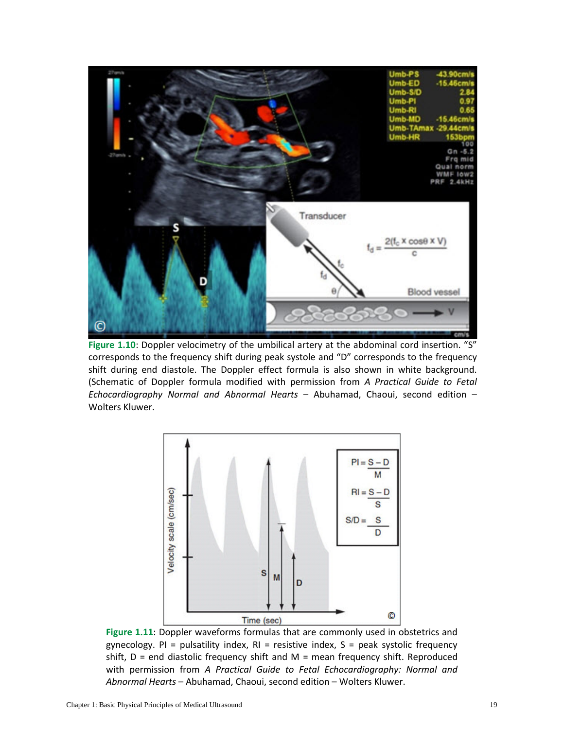**Figure 1.10**: Doppler velocimetry of the umbilical artery at the abdominal cord insertion. "S" corresponds to the frequency shift during peak systole and "D" corresponds to the frequency shift during end diastole. The Doppler effect formula is also shown in white background. (Schematic of Doppler formula modified with permission from *A Practical Guide to Fetal Echocardiography Normal and Abnormal Hearts* – Abuhamad, Chaoui, second edition – Wolters Kluwer.

**Figure 1.11**: Doppler waveforms formulas that are commonly used in obstetrics and gynecology. PI = pulsatility index, RI = resistive index, S = peak systolic frequency shift, D = end diastolic frequency shift and M = mean frequency shift. Reproduced with permission from *A Practical Guide to Fetal Echocardiography: Normal and Abnormal Hearts* – Abuhamad, Chaoui, second edition – Wolters Kluwer.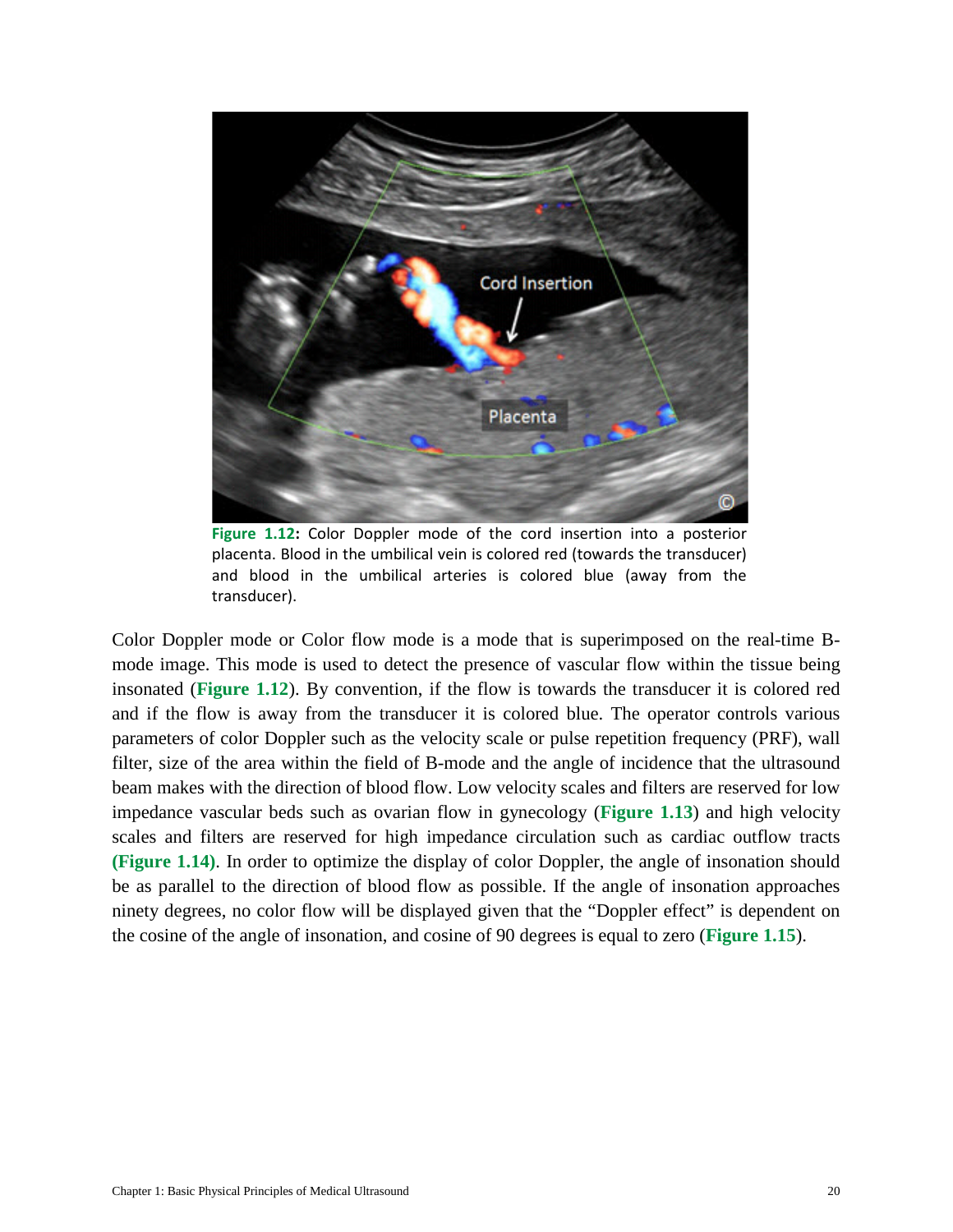**Figure 1.12:** Color Doppler mode of the cord insertion into a posterior placenta. Blood in the umbilical vein is colored red (towards the transducer) and blood in the umbilical arteries is colored blue (away from the transducer).

Color Doppler mode or Color flow mode is a mode that is superimposed on the real-time B-mode image. This mode is used to detect the presence of vascular flow within the tissue being insonated (**Figure 1.12**). By convention, if the flow is towards the transducer it is colored red and if the flow is away from the transducer it is colored blue. The operator controls various parameters of color Doppler such as the velocity scale or pulse repetition frequency (PRF), wall filter, size of the area within the field of B-mode and the angle of incidence that the ultrasound beam makes with the direction of blood flow. Low velocity scales and filters are reserved for low impedance vascular beds such as ovarian flow in gynecology (**Figure 1.13**) and high velocity scales and filters are reserved for high impedance circulation such as cardiac outflow tracts **(Figure 1.14)**. In order to optimize the display of color Doppler, the angle of insonation should be as parallel to the direction of blood flow as possible. If the angle of insonation approaches ninety degrees, no color flow will be displayed given that the "Doppler effect" is dependent on the cosine of the angle of insonation, and cosine of 90 degrees is equal to zero (**Figure 1.15**).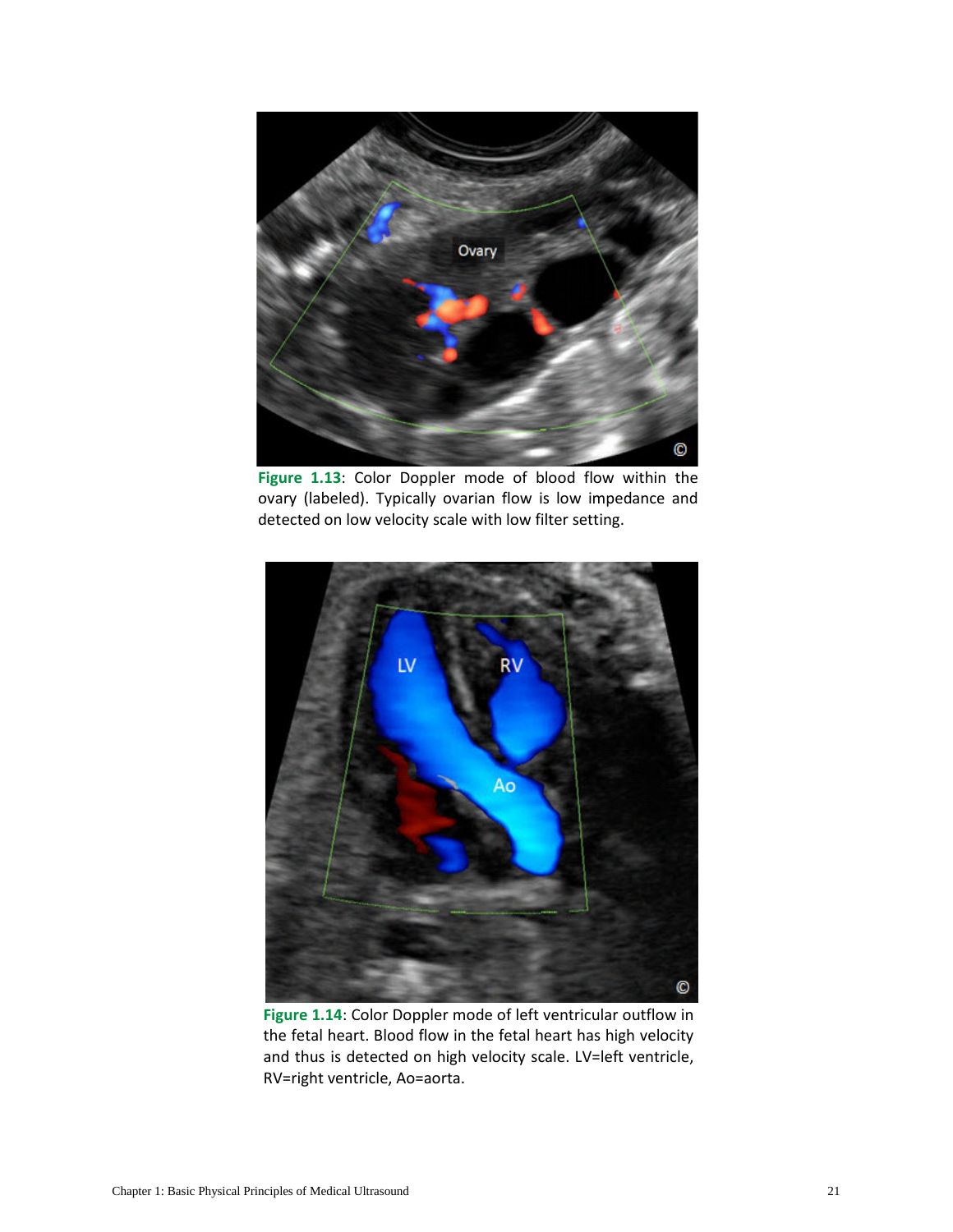**Figure 1.13**: Color Doppler mode of blood flow within the ovary (labeled). Typically ovarian flow is low impedance and detected on low velocity scale with low filter setting.

**Figure 1.14**: Color Doppler mode of left ventricular outflow in the fetal heart. Blood flow in the fetal heart has high velocity and thus is detected on high velocity scale. LV=left ventricle, RV=right ventricle, Ao=aorta.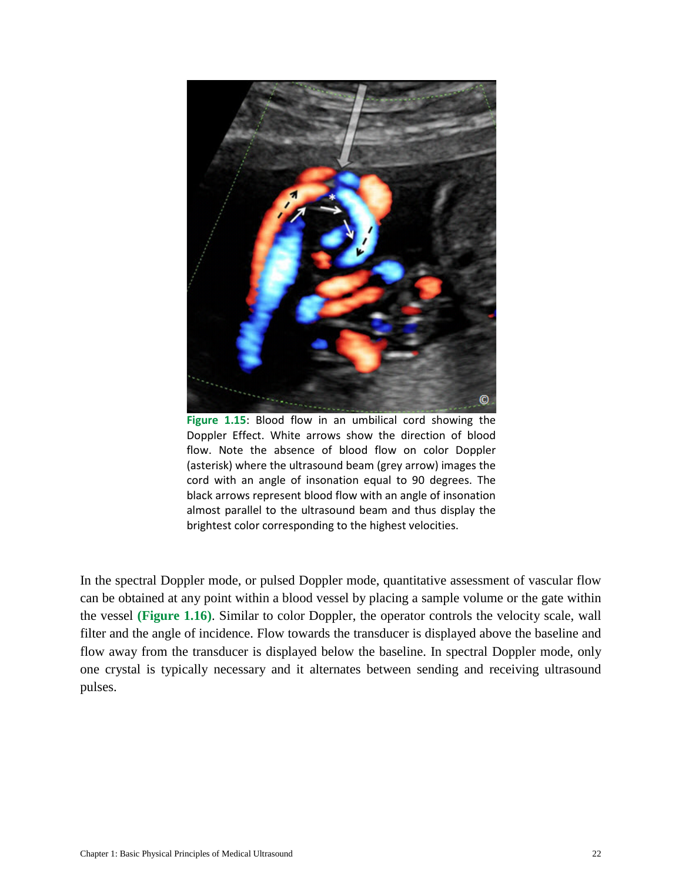**Figure 1.15**: Blood flow in an umbilical cord showing the Doppler Effect. White arrows show the direction of blood flow. Note the absence of blood flow on color Doppler (asterisk) where the ultrasound beam (grey arrow) images the cord with an angle of insonation equal to 90 degrees. The black arrows represent blood flow with an angle of insonation almost parallel to the ultrasound beam and thus display the brightest color corresponding to the highest velocities.

In the spectral Doppler mode, or pulsed Doppler mode, quantitative assessment of vascular flow can be obtained at any point within a blood vessel by placing a sample volume or the gate within the vessel **(Figure 1.16)**. Similar to color Doppler, the operator controls the velocity scale, wall filter and the angle of incidence. Flow towards the transducer is displayed above the baseline and flow away from the transducer is displayed below the baseline. In spectral Doppler mode, only one crystal is typically necessary and it alternates between sending and receiving ultrasound pulses.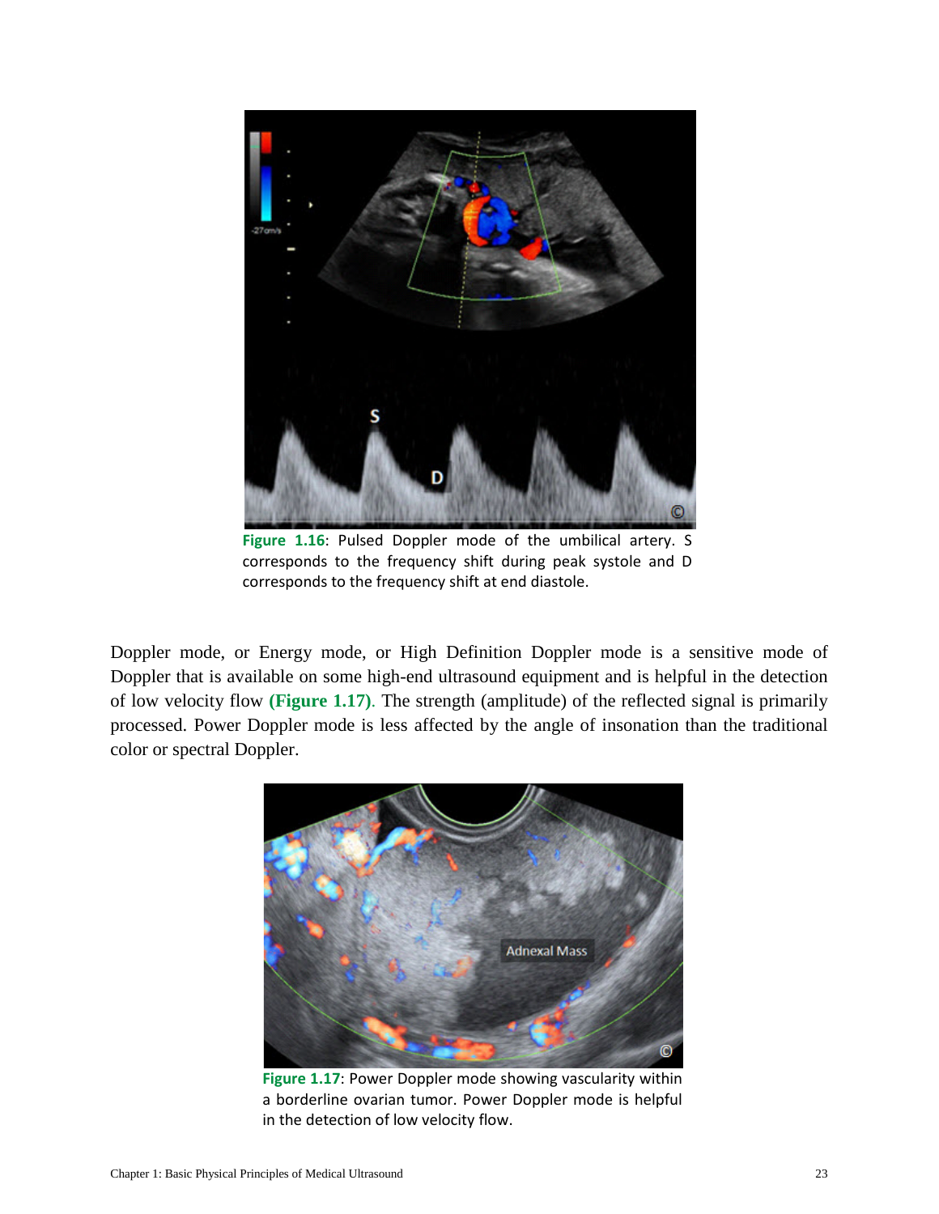Figure 1.16: Pulsed Doppler mode of the umbilical artery. S corresponds to the frequency shift during peak systole and D corresponds to the frequency shift at end diastole.

Doppler mode, or Energy mode, or High Definition Doppler mode is a sensitive mode of Doppler that is available on some high-end ultrasound equipment and is helpful in the detection of low velocity flow **(Figure 1.17)**. The strength (amplitude) of the reflected signal is primarily processed. Power Doppler mode is less affected by the angle of insonation than the traditional color or spectral Doppler.

Figure 1.17: Power Doppler mode showing vascularity within a borderline ovarian tumor. Power Doppler mode is helpful in the detection of low velocity flow.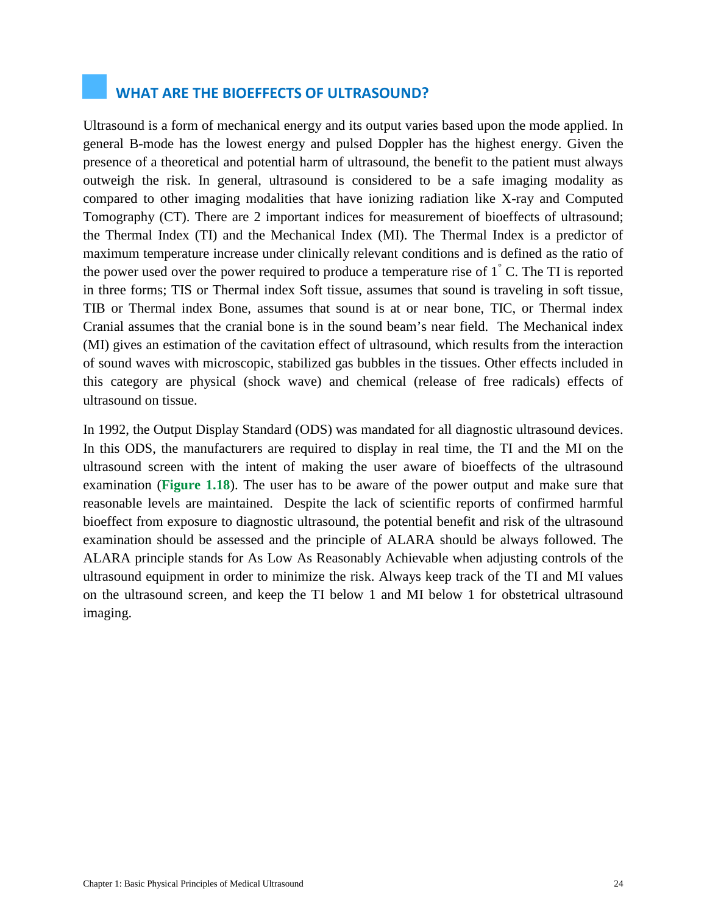## WHAT ARE THE BIOEFFECTS OF ULTRASOUND?

Ultrasound is a form of mechanical energy and its output varies based upon the mode applied. In general B-mode has the lowest energy and pulsed Doppler has the highest energy. Given the presence of a theoretical and potential harm of ultrasound, the benefit to the patient must always outweigh the risk. In general, ultrasound is considered to be a safe imaging modality as compared to other imaging modalities that have ionizing radiation like X-ray and Computed Tomography (CT). There are 2 important indices for measurement of bioeffects of ultrasound; the Thermal Index (TI) and the Mechanical Index (MI). The Thermal Index is a predictor of maximum temperature increase under clinically relevant conditions and is defined as the ratio of the power used over the power required to produce a temperature rise of 1$^{\circ}$ C. The TI is reported in three forms; TIS or Thermal index Soft tissue, assumes that sound is traveling in soft tissue, TIB or Thermal index Bone, assumes that sound is at or near bone, TIC, or Thermal index Cranial assumes that the cranial bone is in the sound beam's near field. The Mechanical index (MI) gives an estimation of the cavitation effect of ultrasound, which results from the interaction of sound waves with microscopic, stabilized gas bubbles in the tissues. Other effects included in this category are physical (shock wave) and chemical (release of free radicals) effects of ultrasound on tissue.

In 1992, the Output Display Standard (ODS) was mandated for all diagnostic ultrasound devices. In this ODS, the manufacturers are required to display in real time, the TI and the MI on the ultrasound screen with the intent of making the user aware of bioeffects of the ultrasound examination (**Figure 1.18**). The user has to be aware of the power output and make sure that reasonable levels are maintained. Despite the lack of scientific reports of confirmed harmful bioeffect from exposure to diagnostic ultrasound, the potential benefit and risk of the ultrasound examination should be assessed and the principle of ALARA should be always followed. The ALARA principle stands for As Low As Reasonably Achievable when adjusting controls of the ultrasound equipment in order to minimize the risk. Always keep track of the TI and MI values on the ultrasound screen, and keep the TI below 1 and MI below 1 for obstetrical ultrasound imaging.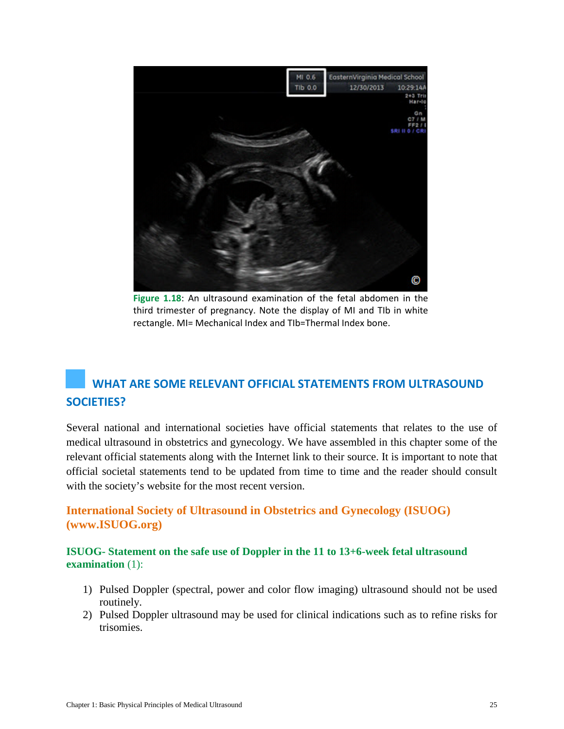Figure 1.18: An ultrasound examination of the fetal abdomen in the third trimester of pregnancy. Note the display of MI and TIb in white rectangle. MI= Mechanical Index and TIb=Thermal Index bone.

## WHAT ARE SOME RELEVANT OFFICIAL STATEMENTS FROM ULTRASOUND SOCIETIES?

Several national and international societies have official statements that relates to the use of medical ultrasound in obstetrics and gynecology. We have assembled in this chapter some of the relevant official statements along with the Internet link to their source. It is important to note that official societal statements tend to be updated from time to time and the reader should consult with the society's website for the most recent version.

### International Society of Ultrasound in Obstetrics and Gynecology (ISUOG) (www.ISUOG.org)

#### ISUOG- Statement on the safe use of Doppler in the 11 to 13+6-week fetal ultrasound examination (1):

1) Pulsed Doppler (spectral, power and color flow imaging) ultrasound should not be used routinely.
2) Pulsed Doppler ultrasound may be used for clinical indications such as to refine risks for trisomies.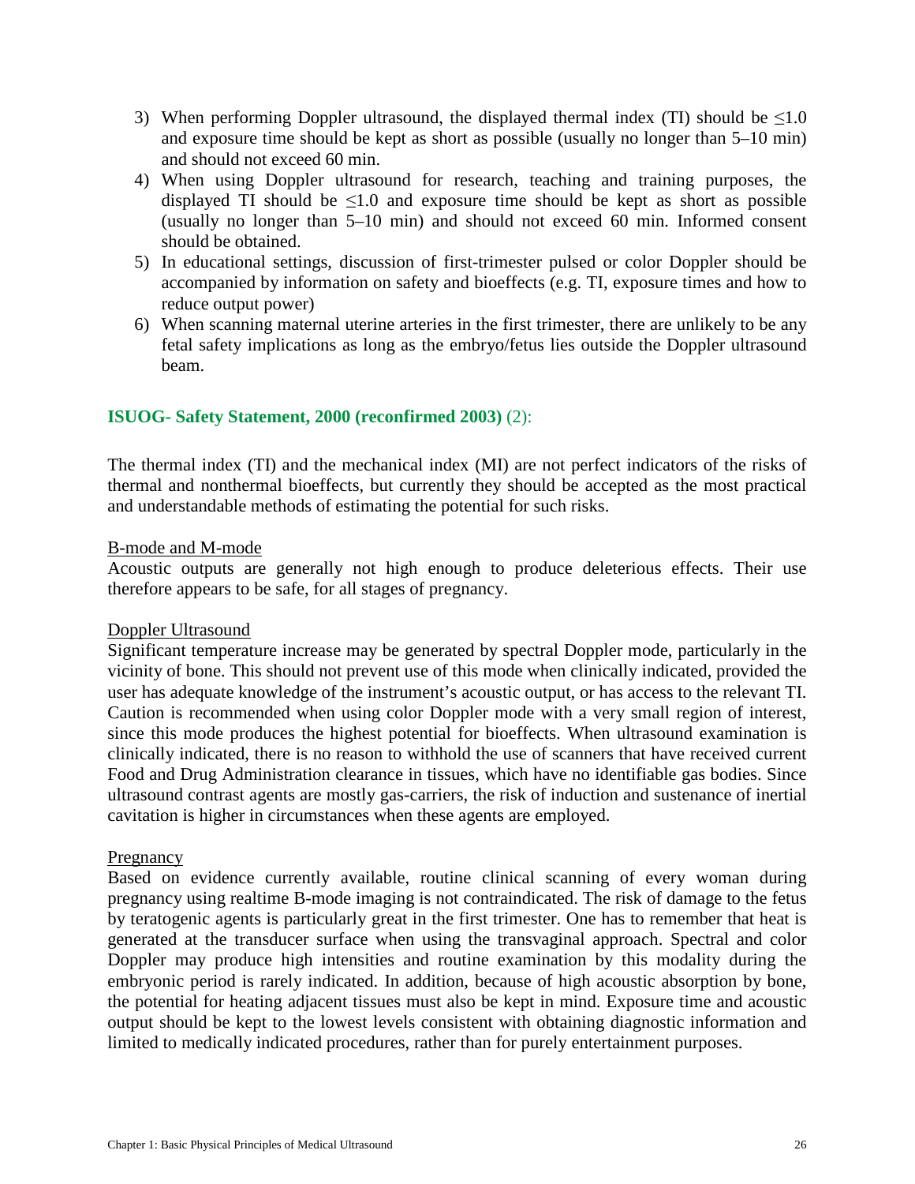3) When performing Doppler ultrasound, the displayed thermal index (TI) should be $\leq$1.0 and exposure time should be kept as short as possible (usually no longer than 5–10 min) and should not exceed 60 min.
4) When using Doppler ultrasound for research, teaching and training purposes, the displayed TI should be $\leq$1.0 and exposure time should be kept as short as possible (usually no longer than 5–10 min) and should not exceed 60 min. Informed consent should be obtained.
5) In educational settings, discussion of first-trimester pulsed or color Doppler should be accompanied by information on safety and bioeffects (e.g. TI, exposure times and how to reduce output power)
6) When scanning maternal uterine arteries in the first trimester, there are unlikely to be any fetal safety implications as long as the embryo/fetus lies outside the Doppler ultrasound beam.

**ISUOG- Safety Statement, 2000 (reconfirmed 2003)** (2):

The thermal index (TI) and the mechanical index (MI) are not perfect indicators of the risks of thermal and nonthermal bioeffects, but currently they should be accepted as the most practical and understandable methods of estimating the potential for such risks.

<u>B-mode and M-mode</u>

Acoustic outputs are generally not high enough to produce deleterious effects. Their use therefore appears to be safe, for all stages of pregnancy.

<u>Doppler Ultrasound</u>

Significant temperature increase may be generated by spectral Doppler mode, particularly in the vicinity of bone. This should not prevent use of this mode when clinically indicated, provided the user has adequate knowledge of the instrument's acoustic output, or has access to the relevant TI. Caution is recommended when using color Doppler mode with a very small region of interest, since this mode produces the highest potential for bioeffects. When ultrasound examination is clinically indicated, there is no reason to withhold the use of scanners that have received current Food and Drug Administration clearance in tissues, which have no identifiable gas bodies. Since ultrasound contrast agents are mostly gas-carriers, the risk of induction and sustenance of inertial cavitation is higher in circumstances when these agents are employed.

<u>Pregnancy</u>

Based on evidence currently available, routine clinical scanning of every woman during pregnancy using realtime B-mode imaging is not contraindicated. The risk of damage to the fetus by teratogenic agents is particularly great in the first trimester. One has to remember that heat is generated at the transducer surface when using the transvaginal approach. Spectral and color Doppler may produce high intensities and routine examination by this modality during the embryonic period is rarely indicated. In addition, because of high acoustic absorption by bone, the potential for heating adjacent tissues must also be kept in mind. Exposure time and acoustic output should be kept to the lowest levels consistent with obtaining diagnostic information and limited to medically indicated procedures, rather than for purely entertainment purposes.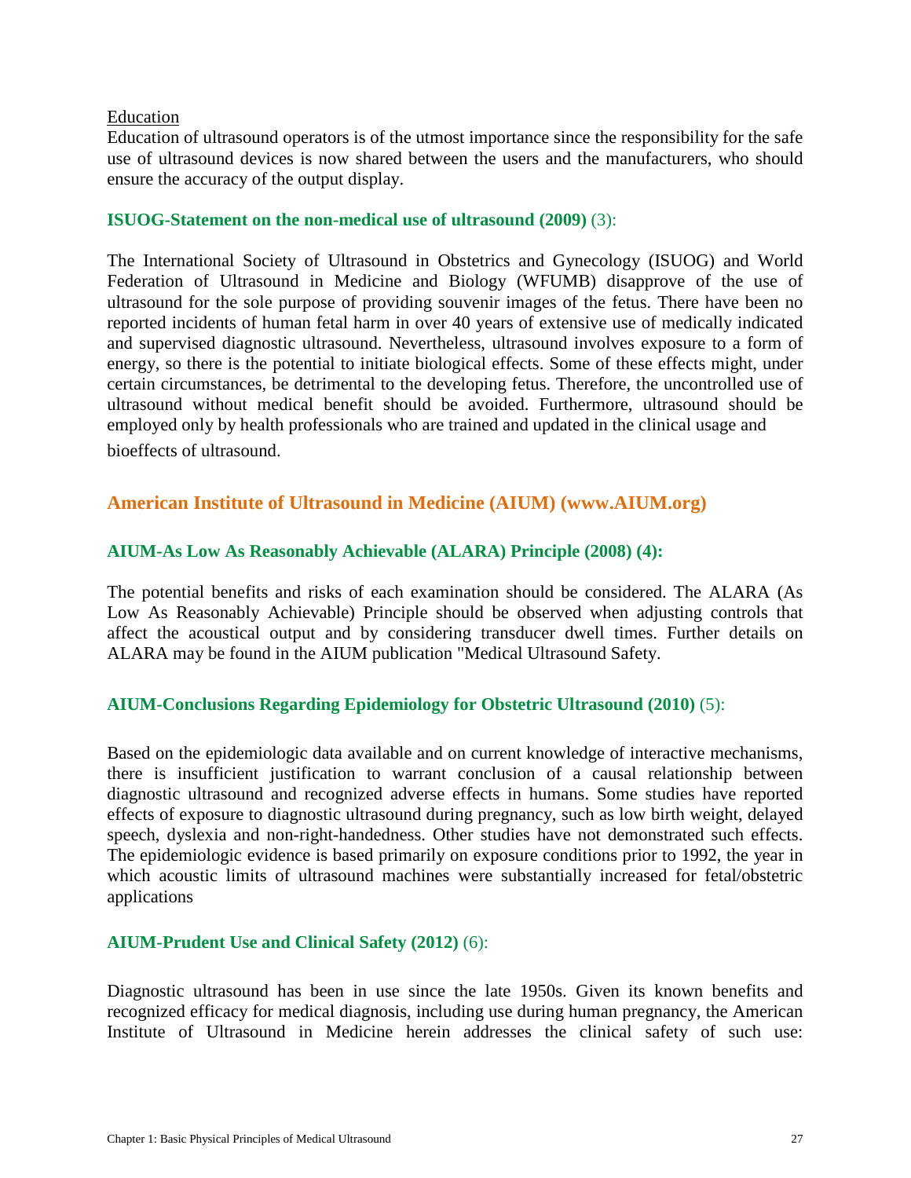Education

Education of ultrasound operators is of the utmost importance since the responsibility for the safe use of ultrasound devices is now shared between the users and the manufacturers, who should ensure the accuracy of the output display.

### **ISUOG-Statement on the non-medical use of ultrasound (2009)** (3):

The International Society of Ultrasound in Obstetrics and Gynecology (ISUOG) and World Federation of Ultrasound in Medicine and Biology (WFUMB) disapprove of the use of ultrasound for the sole purpose of providing souvenir images of the fetus. There have been no reported incidents of human fetal harm in over 40 years of extensive use of medically indicated and supervised diagnostic ultrasound. Nevertheless, ultrasound involves exposure to a form of energy, so there is the potential to initiate biological effects. Some of these effects might, under certain circumstances, be detrimental to the developing fetus. Therefore, the uncontrolled use of ultrasound without medical benefit should be avoided. Furthermore, ultrasound should be employed only by health professionals who are trained and updated in the clinical usage and bioeffects of ultrasound.

## American Institute of Ultrasound in Medicine (AIUM) (www.AIUM.org)

### AIUM-As Low As Reasonably Achievable (ALARA) Principle (2008) (4):

The potential benefits and risks of each examination should be considered. The ALARA (As Low As Reasonably Achievable) Principle should be observed when adjusting controls that affect the acoustical output and by considering transducer dwell times. Further details on ALARA may be found in the AIUM publication "Medical Ultrasound Safety.

### **AIUM-Conclusions Regarding Epidemiology for Obstetric Ultrasound (2010)** (5):

Based on the epidemiologic data available and on current knowledge of interactive mechanisms, there is insufficient justification to warrant conclusion of a causal relationship between diagnostic ultrasound and recognized adverse effects in humans. Some studies have reported effects of exposure to diagnostic ultrasound during pregnancy, such as low birth weight, delayed speech, dyslexia and non-right-handedness. Other studies have not demonstrated such effects. The epidemiologic evidence is based primarily on exposure conditions prior to 1992, the year in which acoustic limits of ultrasound machines were substantially increased for fetal/obstetric applications

### **AIUM-Prudent Use and Clinical Safety (2012)** (6):

Diagnostic ultrasound has been in use since the late 1950s. Given its known benefits and recognized efficacy for medical diagnosis, including use during human pregnancy, the American Institute of Ultrasound in Medicine herein addresses the clinical safety of such use: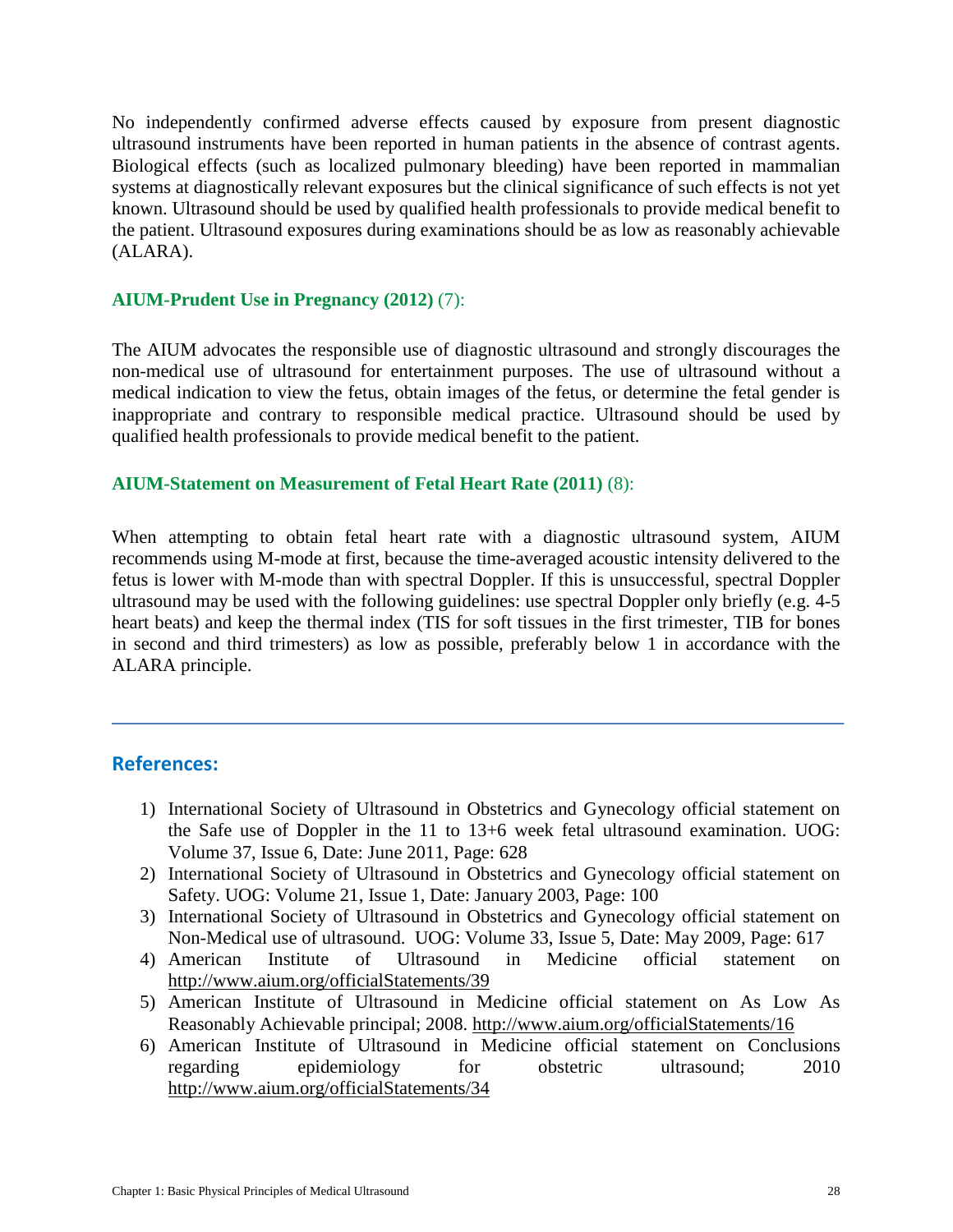No independently confirmed adverse effects caused by exposure from present diagnostic ultrasound instruments have been reported in human patients in the absence of contrast agents. Biological effects (such as localized pulmonary bleeding) have been reported in mammalian systems at diagnostically relevant exposures but the clinical significance of such effects is not yet known. Ultrasound should be used by qualified health professionals to provide medical benefit to the patient. Ultrasound exposures during examinations should be as low as reasonably achievable (ALARA).

**AIUM-Prudent Use in Pregnancy (2012)** (7):

The AIUM advocates the responsible use of diagnostic ultrasound and strongly discourages the non-medical use of ultrasound for entertainment purposes. The use of ultrasound without a medical indication to view the fetus, obtain images of the fetus, or determine the fetal gender is inappropriate and contrary to responsible medical practice. Ultrasound should be used by qualified health professionals to provide medical benefit to the patient.

**AIUM-Statement on Measurement of Fetal Heart Rate (2011)** (8):

When attempting to obtain fetal heart rate with a diagnostic ultrasound system, AIUM recommends using M-mode at first, because the time-averaged acoustic intensity delivered to the fetus is lower with M-mode than with spectral Doppler. If this is unsuccessful, spectral Doppler ultrasound may be used with the following guidelines: use spectral Doppler only briefly (e.g. 4-5 heart beats) and keep the thermal index (TIS for soft tissues in the first trimester, TIB for bones in second and third trimesters) as low as possible, preferably below 1 in accordance with the ALARA principle.

---

## References:

1) International Society of Ultrasound in Obstetrics and Gynecology official statement on the Safe use of Doppler in the 11 to 13+6 week fetal ultrasound examination. UOG: Volume 37, Issue 6, Date: June 2011, Page: 628
2) International Society of Ultrasound in Obstetrics and Gynecology official statement on Safety. UOG: Volume 21, Issue 1, Date: January 2003, Page: 100
3) International Society of Ultrasound in Obstetrics and Gynecology official statement on Non-Medical use of ultrasound. UOG: Volume 33, Issue 5, Date: May 2009, Page: 617
4) American Institute of Ultrasound in Medicine official statement on http://www.aium.org/officialStatements/39
5) American Institute of Ultrasound in Medicine official statement on As Low As Reasonably Achievable principal; 2008. http://www.aium.org/officialStatements/16
6) American Institute of Ultrasound in Medicine official statement on Conclusions regarding epidemiology for obstetric ultrasound; 2010 http://www.aium.org/officialStatements/34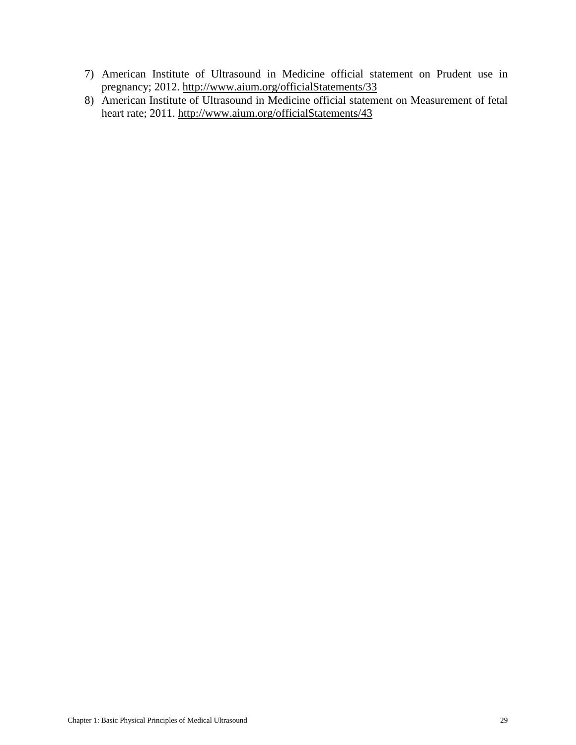7) American Institute of Ultrasound in Medicine official statement on Prudent use in pregnancy; 2012. http://www.aium.org/officialStatements/33
8) American Institute of Ultrasound in Medicine official statement on Measurement of fetal heart rate; 2011. http://www.aium.org/officialStatements/43